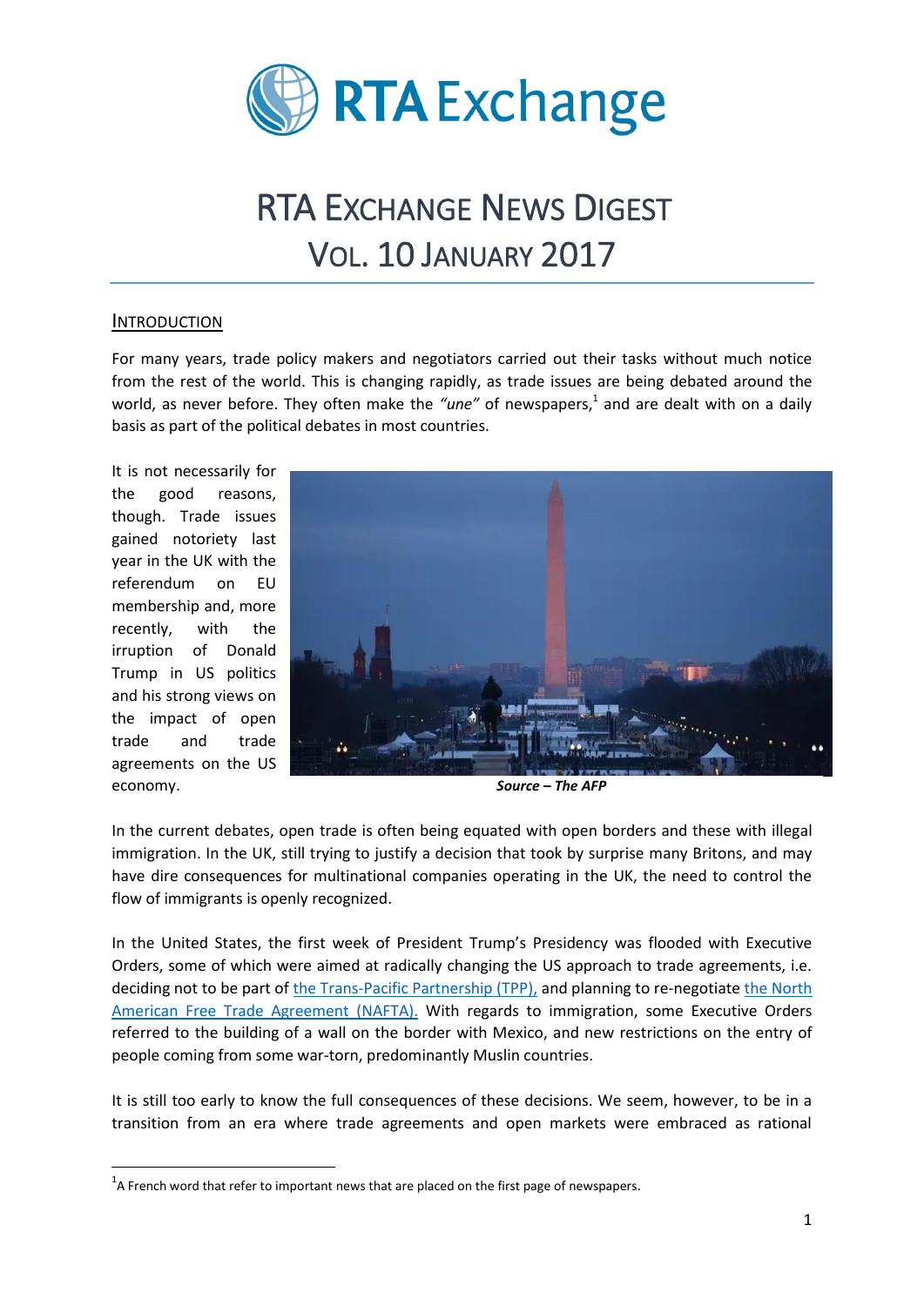# RTA Exchange

# RTA EXCHANGE NEWS DIGEST
# VOL. 10 JANUARY 2017

## INTRODUCTION

For many years, trade policy makers and negotiators carried out their tasks without much notice from the rest of the world. This is changing rapidly, as trade issues are being debated around the world, as never before. They often make the *"une"* of newspapers,[1] and are dealt with on a daily basis as part of the political debates in most countries.

It is not necessarily for the good reasons, though. Trade issues gained notoriety last year in the UK with the referendum on EU membership and, more recently, with the irruption of Donald Trump in US politics and his strong views on the impact of open trade and trade agreements on the US economy.

***Source – The AFP***

In the current debates, open trade is often being equated with open borders and these with illegal immigration. In the UK, still trying to justify a decision that took by surprise many Britons, and may have dire consequences for multinational companies operating in the UK, the need to control the flow of immigrants is openly recognized.

In the United States, the first week of President Trump's Presidency was flooded with Executive Orders, some of which were aimed at radically changing the US approach to trade agreements, i.e. deciding not to be part of the Trans-Pacific Partnership (TPP), and planning to re-negotiate the North American Free Trade Agreement (NAFTA). With regards to immigration, some Executive Orders referred to the building of a wall on the border with Mexico, and new restrictions on the entry of people coming from some war-torn, predominantly Muslim countries.

It is still too early to know the full consequences of these decisions. We seem, however, to be in a transition from an era where trade agreements and open markets were embraced as rational

[1] A French word that refer to important news that are placed on the first page of newspapers.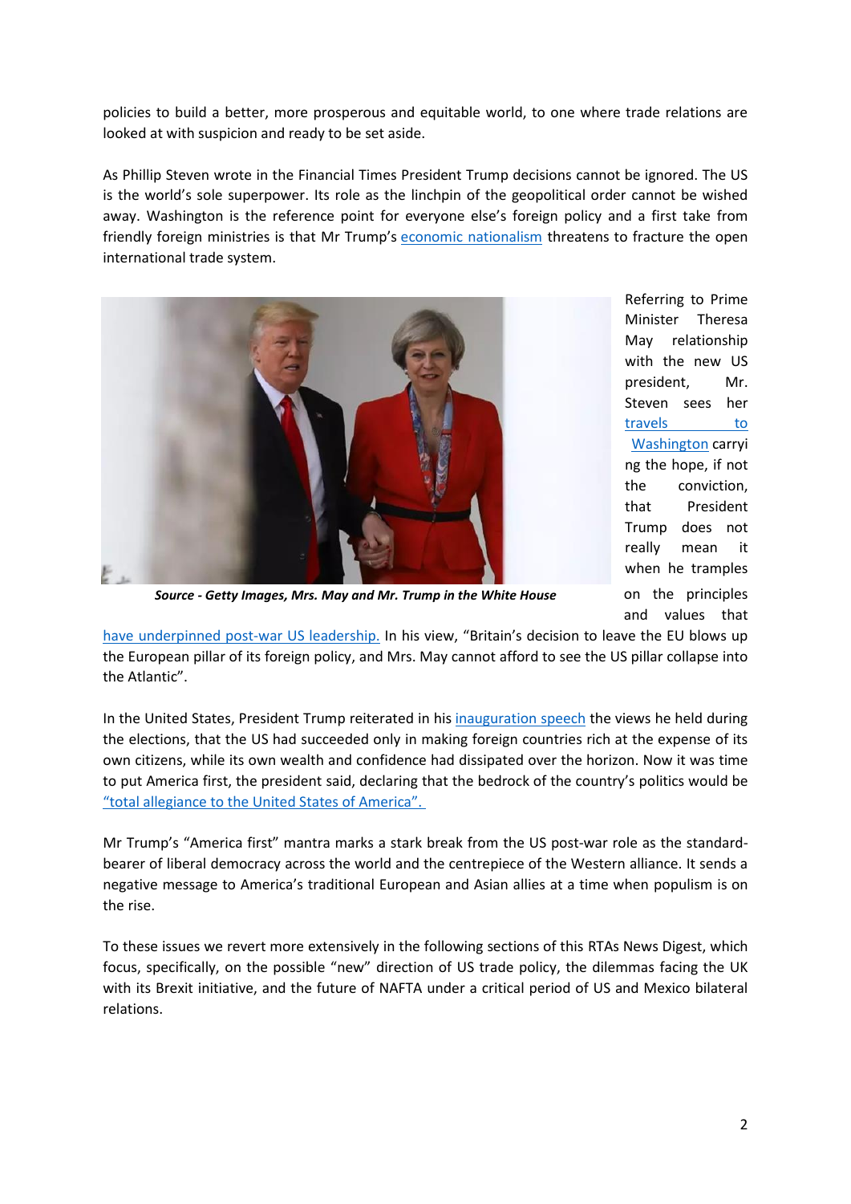policies to build a better, more prosperous and equitable world, to one where trade relations are looked at with suspicion and ready to be set aside.

As Phillip Steven wrote in the Financial Times President Trump decisions cannot be ignored. The US is the world's sole superpower. Its role as the linchpin of the geopolitical order cannot be wished away. Washington is the reference point for everyone else's foreign policy and a first take from friendly foreign ministries is that Mr Trump's economic nationalism threatens to fracture the open international trade system.

*Source - Getty Images, Mrs. May and Mr. Trump in the White House*

Referring to Prime Minister Theresa May relationship with the new US president, Mr. Steven sees her travels to Washington carrying the hope, if not the conviction, that President Trump does not really mean it when he tramples on the principles and values that have underpinned post-war US leadership. In his view, "Britain's decision to leave the EU blows up the European pillar of its foreign policy, and Mrs. May cannot afford to see the US pillar collapse into the Atlantic".

In the United States, President Trump reiterated in his inauguration speech the views he held during the elections, that the US had succeeded only in making foreign countries rich at the expense of its own citizens, while its own wealth and confidence had dissipated over the horizon. Now it was time to put America first, the president said, declaring that the bedrock of the country's politics would be "total allegiance to the United States of America".

Mr Trump's "America first" mantra marks a stark break from the US post-war role as the standard-bearer of liberal democracy across the world and the centrepiece of the Western alliance. It sends a negative message to America's traditional European and Asian allies at a time when populism is on the rise.

To these issues we revert more extensively in the following sections of this RTAs News Digest, which focus, specifically, on the possible "new" direction of US trade policy, the dilemmas facing the UK with its Brexit initiative, and the future of NAFTA under a critical period of US and Mexico bilateral relations.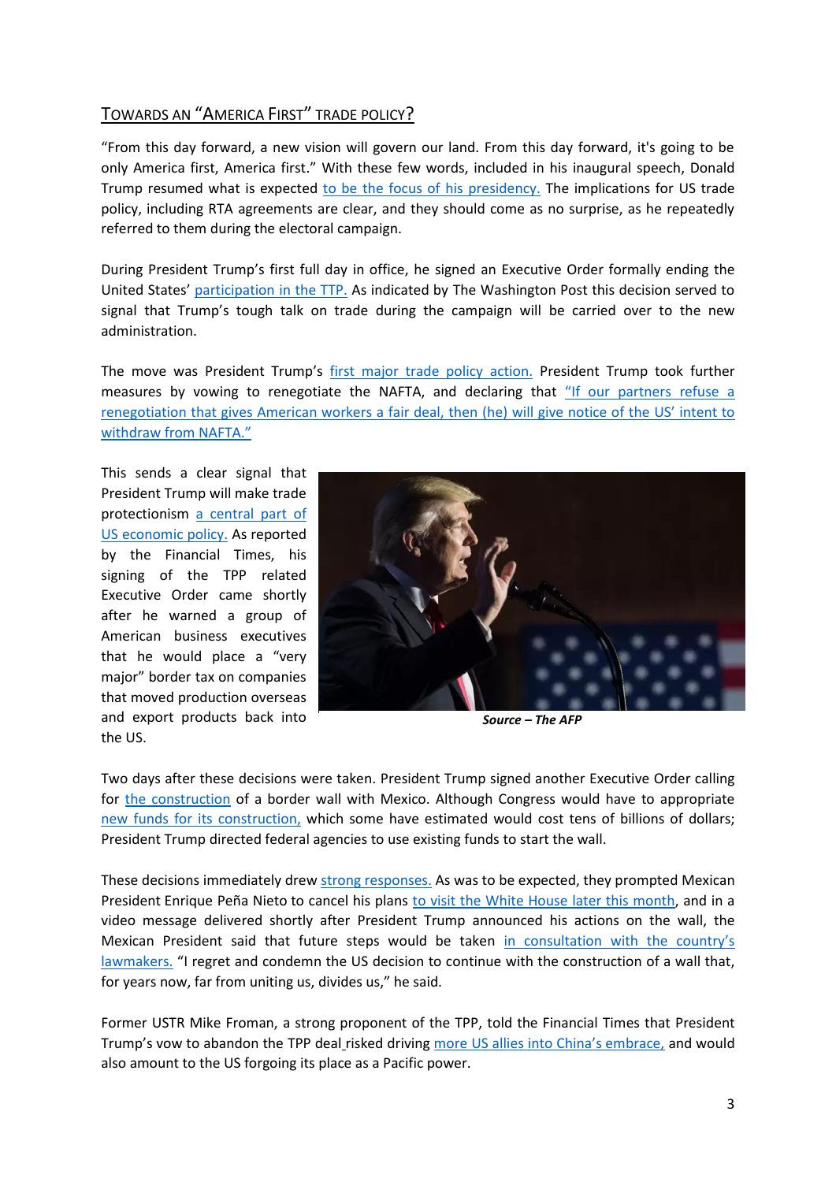## TOWARDS AN "AMERICA FIRST" TRADE POLICY?

"From this day forward, a new vision will govern our land. From this day forward, it's going to be only America first, America first." With these few words, included in his inaugural speech, Donald Trump resumed what is expected to be the focus of his presidency. The implications for US trade policy, including RTA agreements are clear, and they should come as no surprise, as he repeatedly referred to them during the electoral campaign.

During President Trump's first full day in office, he signed an Executive Order formally ending the United States' participation in the TTP. As indicated by The Washington Post this decision served to signal that Trump's tough talk on trade during the campaign will be carried over to the new administration.

The move was President Trump's first major trade policy action. President Trump took further measures by vowing to renegotiate the NAFTA, and declaring that "If our partners refuse a renegotiation that gives American workers a fair deal, then (he) will give notice of the US' intent to withdraw from NAFTA."

This sends a clear signal that President Trump will make trade protectionism a central part of US economic policy. As reported by the Financial Times, his signing of the TPP related Executive Order came shortly after he warned a group of American business executives that he would place a "very major" border tax on companies that moved production overseas and export products back into the US.

***Source – The AFP***

Two days after these decisions were taken. President Trump signed another Executive Order calling for the construction of a border wall with Mexico. Although Congress would have to appropriate new funds for its construction, which some have estimated would cost tens of billions of dollars; President Trump directed federal agencies to use existing funds to start the wall.

These decisions immediately drew strong responses. As was to be expected, they prompted Mexican President Enrique Peña Nieto to cancel his plans to visit the White House later this month, and in a video message delivered shortly after President Trump announced his actions on the wall, the Mexican President said that future steps would be taken in consultation with the country's lawmakers. "I regret and condemn the US decision to continue with the construction of a wall that, for years now, far from uniting us, divides us," he said.

Former USTR Mike Froman, a strong proponent of the TPP, told the Financial Times that President Trump's vow to abandon the TPP deal risked driving more US allies into China's embrace, and would also amount to the US forgoing its place as a Pacific power.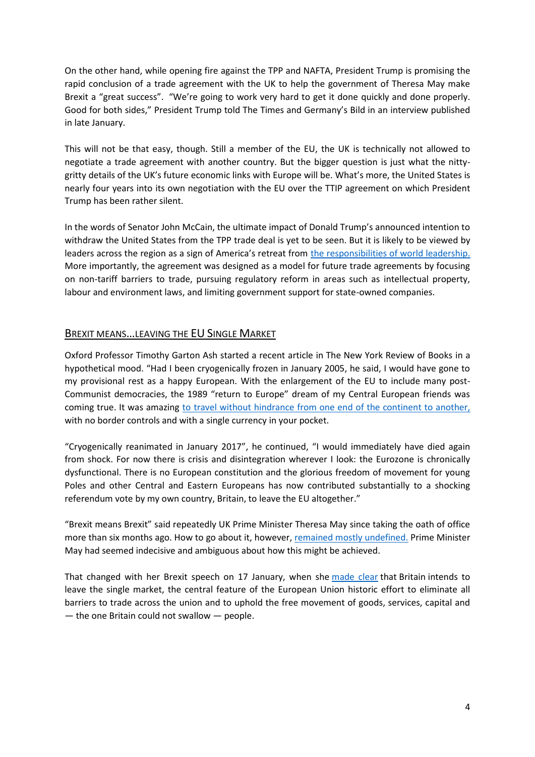On the other hand, while opening fire against the TPP and NAFTA, President Trump is promising the rapid conclusion of a trade agreement with the UK to help the government of Theresa May make Brexit a "great success". "We're going to work very hard to get it done quickly and done properly. Good for both sides," President Trump told The Times and Germany's Bild in an interview published in late January.

This will not be that easy, though. Still a member of the EU, the UK is technically not allowed to negotiate a trade agreement with another country. But the bigger question is just what the nitty-gritty details of the UK's future economic links with Europe will be. What's more, the United States is nearly four years into its own negotiation with the EU over the TTIP agreement on which President Trump has been rather silent.

In the words of Senator John McCain, the ultimate impact of Donald Trump's announced intention to withdraw the United States from the TPP trade deal is yet to be seen. But it is likely to be viewed by leaders across the region as a sign of America's retreat from the responsibilities of world leadership. More importantly, the agreement was designed as a model for future trade agreements by focusing on non-tariff barriers to trade, pursuing regulatory reform in areas such as intellectual property, labour and environment laws, and limiting government support for state-owned companies.

## Brexit means...leaving the EU Single Market

Oxford Professor Timothy Garton Ash started a recent article in The New York Review of Books in a hypothetical mood. "Had I been cryogenically frozen in January 2005, he said, I would have gone to my provisional rest as a happy European. With the enlargement of the EU to include many post-Communist democracies, the 1989 "return to Europe" dream of my Central European friends was coming true. It was amazing to travel without hindrance from one end of the continent to another, with no border controls and with a single currency in your pocket.

"Cryogenically reanimated in January 2017", he continued, "I would immediately have died again from shock. For now there is crisis and disintegration wherever I look: the Eurozone is chronically dysfunctional. There is no European constitution and the glorious freedom of movement for young Poles and other Central and Eastern Europeans has now contributed substantially to a shocking referendum vote by my own country, Britain, to leave the EU altogether."

"Brexit means Brexit" said repeatedly UK Prime Minister Theresa May since taking the oath of office more than six months ago. How to go about it, however, remained mostly undefined. Prime Minister May had seemed indecisive and ambiguous about how this might be achieved.

That changed with her Brexit speech on 17 January, when she made clear that Britain intends to leave the single market, the central feature of the European Union historic effort to eliminate all barriers to trade across the union and to uphold the free movement of goods, services, capital and — the one Britain could not swallow — people.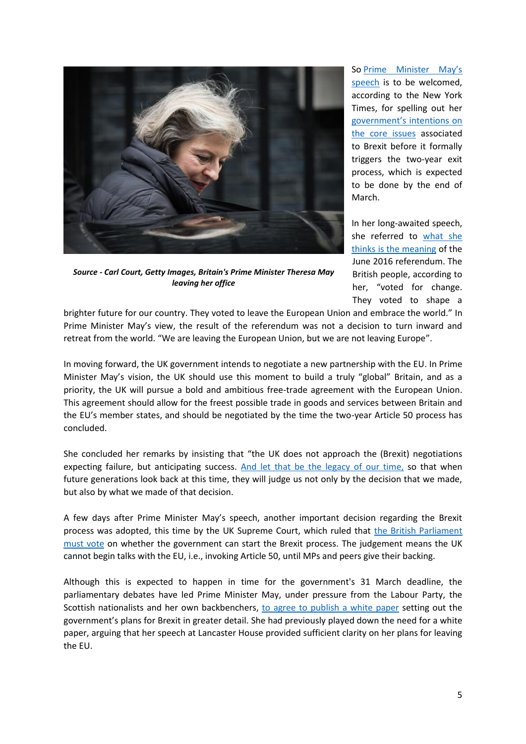***Source - Carl Court, Getty Images, Britain's Prime Minister Theresa May leaving her office***

So Prime Minister May's speech is to be welcomed, according to the New York Times, for spelling out her government's intentions on the core issues associated to Brexit before it formally triggers the two-year exit process, which is expected to be done by the end of March.

In her long-awaited speech, she referred to what she thinks is the meaning of the June 2016 referendum. The British people, according to her, "voted for change. They voted to shape a brighter future for our country. They voted to leave the European Union and embrace the world." In Prime Minister May's view, the result of the referendum was not a decision to turn inward and retreat from the world. "We are leaving the European Union, but we are not leaving Europe".

In moving forward, the UK government intends to negotiate a new partnership with the EU. In Prime Minister May's vision, the UK should use this moment to build a truly "global" Britain, and as a priority, the UK will pursue a bold and ambitious free-trade agreement with the European Union. This agreement should allow for the freest possible trade in goods and services between Britain and the EU's member states, and should be negotiated by the time the two-year Article 50 process has concluded.

She concluded her remarks by insisting that "the UK does not approach the (Brexit) negotiations expecting failure, but anticipating success. And let that be the legacy of our time, so that when future generations look back at this time, they will judge us not only by the decision that we made, but also by what we made of that decision.

A few days after Prime Minister May's speech, another important decision regarding the Brexit process was adopted, this time by the UK Supreme Court, which ruled that the British Parliament must vote on whether the government can start the Brexit process. The judgement means the UK cannot begin talks with the EU, i.e., invoking Article 50, until MPs and peers give their backing.

Although this is expected to happen in time for the government's 31 March deadline, the parliamentary debates have led Prime Minister May, under pressure from the Labour Party, the Scottish nationalists and her own backbenchers, to agree to publish a white paper setting out the government's plans for Brexit in greater detail. She had previously played down the need for a white paper, arguing that her speech at Lancaster House provided sufficient clarity on her plans for leaving the EU.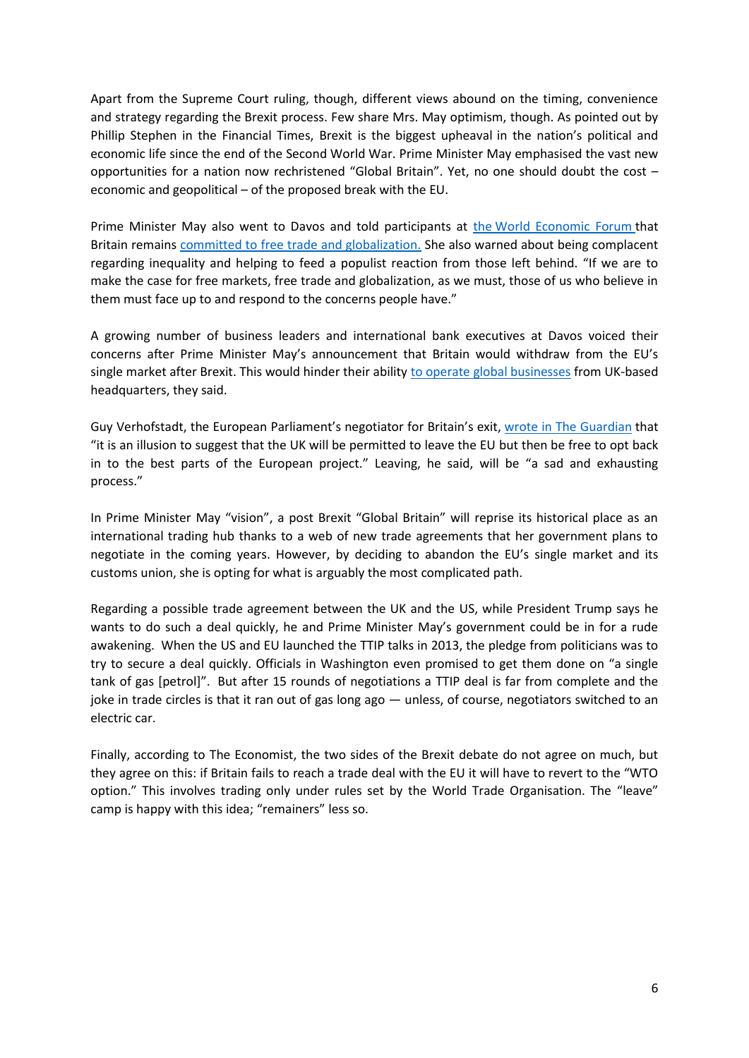Apart from the Supreme Court ruling, though, different views abound on the timing, convenience and strategy regarding the Brexit process. Few share Mrs. May optimism, though. As pointed out by Phillip Stephen in the Financial Times, Brexit is the biggest upheaval in the nation's political and economic life since the end of the Second World War. Prime Minister May emphasised the vast new opportunities for a nation now rechristened "Global Britain". Yet, no one should doubt the cost – economic and geopolitical – of the proposed break with the EU.

Prime Minister May also went to Davos and told participants at the World Economic Forum that Britain remains committed to free trade and globalization. She also warned about being complacent regarding inequality and helping to feed a populist reaction from those left behind. "If we are to make the case for free markets, free trade and globalization, as we must, those of us who believe in them must face up to and respond to the concerns people have."

A growing number of business leaders and international bank executives at Davos voiced their concerns after Prime Minister May's announcement that Britain would withdraw from the EU's single market after Brexit. This would hinder their ability to operate global businesses from UK-based headquarters, they said.

Guy Verhofstadt, the European Parliament's negotiator for Britain's exit, wrote in The Guardian that "it is an illusion to suggest that the UK will be permitted to leave the EU but then be free to opt back in to the best parts of the European project." Leaving, he said, will be "a sad and exhausting process."

In Prime Minister May "vision", a post Brexit "Global Britain" will reprise its historical place as an international trading hub thanks to a web of new trade agreements that her government plans to negotiate in the coming years. However, by deciding to abandon the EU's single market and its customs union, she is opting for what is arguably the most complicated path.

Regarding a possible trade agreement between the UK and the US, while President Trump says he wants to do such a deal quickly, he and Prime Minister May's government could be in for a rude awakening. When the US and EU launched the TTIP talks in 2013, the pledge from politicians was to try to secure a deal quickly. Officials in Washington even promised to get them done on "a single tank of gas [petrol]". But after 15 rounds of negotiations a TTIP deal is far from complete and the joke in trade circles is that it ran out of gas long ago — unless, of course, negotiators switched to an electric car.

Finally, according to The Economist, the two sides of the Brexit debate do not agree on much, but they agree on this: if Britain fails to reach a trade deal with the EU it will have to revert to the "WTO option." This involves trading only under rules set by the World Trade Organisation. The "leave" camp is happy with this idea; "remainers" less so.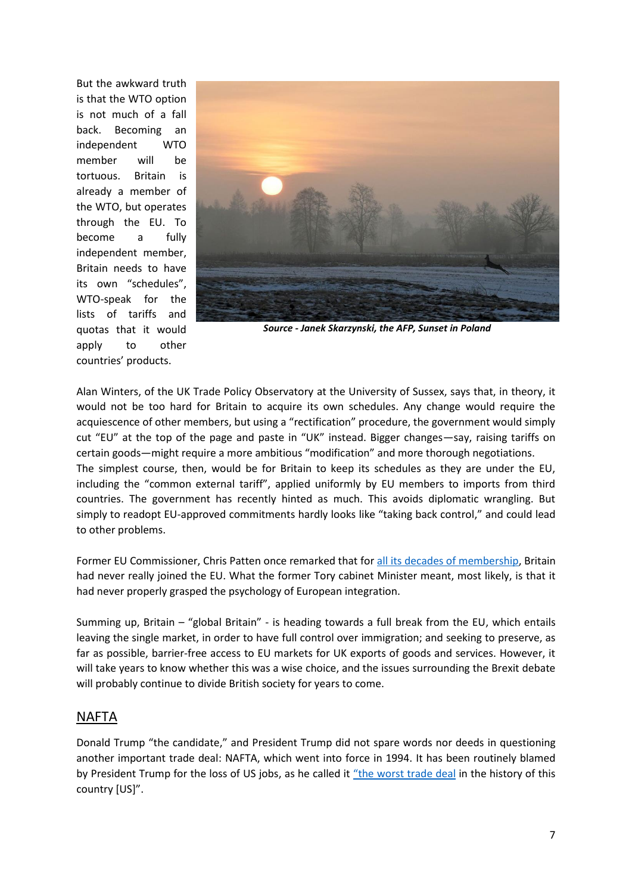But the awkward truth is that the WTO option is not much of a fall back. Becoming an independent WTO member will be tortuous. Britain is already a member of the WTO, but operates through the EU. To become a fully independent member, Britain needs to have its own "schedules", WTO-speak for the lists of tariffs and quotas that it would apply to other countries' products.

***Source - Janek Skarzynski, the AFP, Sunset in Poland***

Alan Winters, of the UK Trade Policy Observatory at the University of Sussex, says that, in theory, it would not be too hard for Britain to acquire its own schedules. Any change would require the acquiescence of other members, but using a "rectification" procedure, the government would simply cut "EU" at the top of the page and paste in "UK" instead. Bigger changes—say, raising tariffs on certain goods—might require a more ambitious "modification" and more thorough negotiations.
The simplest course, then, would be for Britain to keep its schedules as they are under the EU, including the "common external tariff", applied uniformly by EU members to imports from third countries. The government has recently hinted as much. This avoids diplomatic wrangling. But simply to readopt EU-approved commitments hardly looks like "taking back control," and could lead to other problems.

Former EU Commissioner, Chris Patten once remarked that for [all its decades of membership](), Britain had never really joined the EU. What the former Tory cabinet Minister meant, most likely, is that it had never properly grasped the psychology of European integration.

Summing up, Britain – "global Britain" - is heading towards a full break from the EU, which entails leaving the single market, in order to have full control over immigration; and seeking to preserve, as far as possible, barrier-free access to EU markets for UK exports of goods and services. However, it will take years to know whether this was a wise choice, and the issues surrounding the Brexit debate will probably continue to divide British society for years to come.

## NAFTA

Donald Trump "the candidate," and President Trump did not spare words nor deeds in questioning another important trade deal: NAFTA, which went into force in 1994. It has been routinely blamed by President Trump for the loss of US jobs, as he called it ["the worst trade deal]() in the history of this country [US]".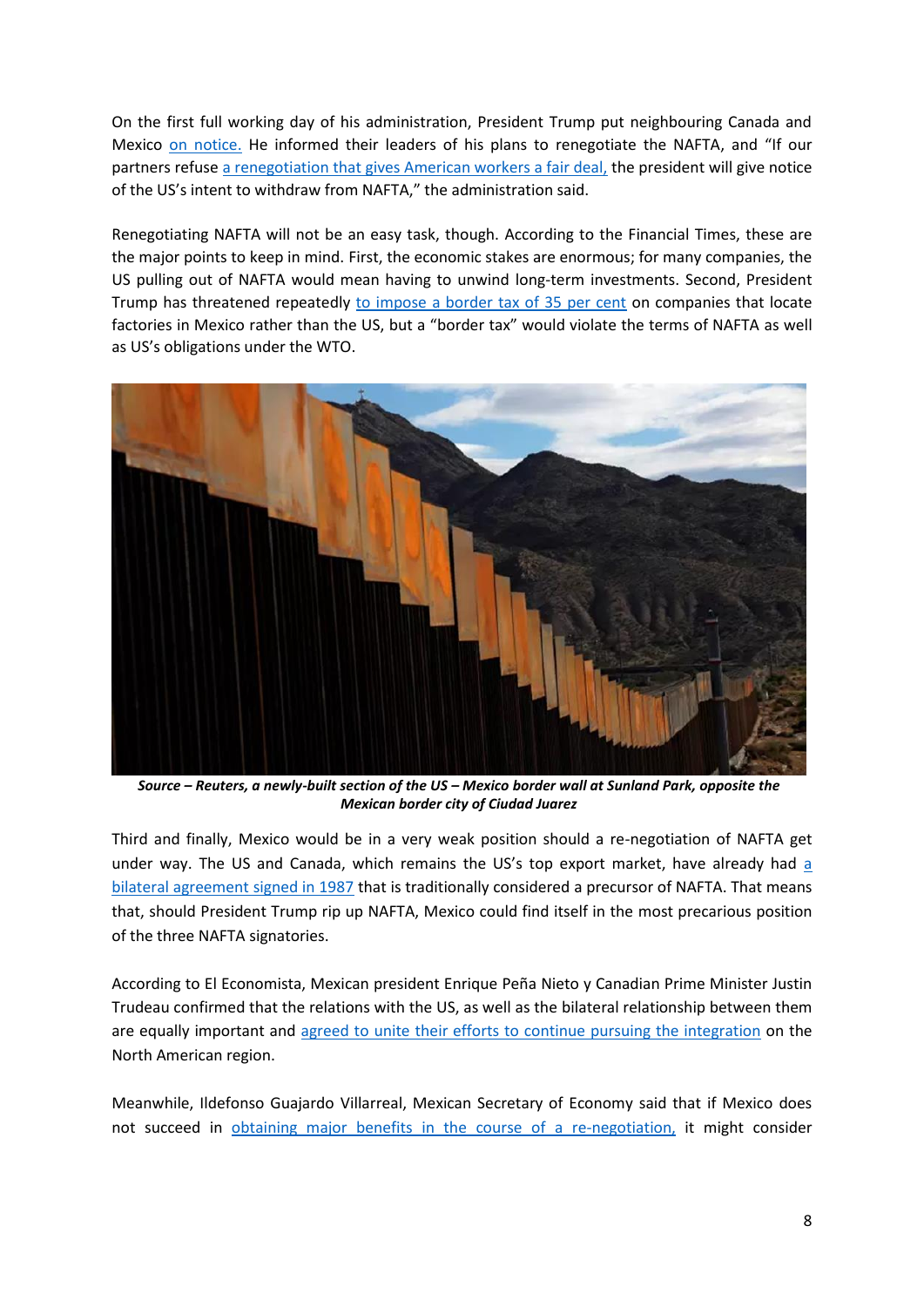On the first full working day of his administration, President Trump put neighbouring Canada and Mexico on notice. He informed their leaders of his plans to renegotiate the NAFTA, and "If our partners refuse a renegotiation that gives American workers a fair deal, the president will give notice of the US's intent to withdraw from NAFTA," the administration said.

Renegotiating NAFTA will not be an easy task, though. According to the Financial Times, these are the major points to keep in mind. First, the economic stakes are enormous; for many companies, the US pulling out of NAFTA would mean having to unwind long-term investments. Second, President Trump has threatened repeatedly to impose a border tax of 35 per cent on companies that locate factories in Mexico rather than the US, but a "border tax" would violate the terms of NAFTA as well as US's obligations under the WTO.

***Source – Reuters, a newly-built section of the US – Mexico border wall at Sunland Park, opposite the Mexican border city of Ciudad Juarez***

Third and finally, Mexico would be in a very weak position should a re-negotiation of NAFTA get under way. The US and Canada, which remains the US's top export market, have already had a bilateral agreement signed in 1987 that is traditionally considered a precursor of NAFTA. That means that, should President Trump rip up NAFTA, Mexico could find itself in the most precarious position of the three NAFTA signatories.

According to El Economista, Mexican president Enrique Peña Nieto y Canadian Prime Minister Justin Trudeau confirmed that the relations with the US, as well as the bilateral relationship between them are equally important and agreed to unite their efforts to continue pursuing the integration on the North American region.

Meanwhile, Ildefonso Guajardo Villarreal, Mexican Secretary of Economy said that if Mexico does not succeed in obtaining major benefits in the course of a re-negotiation, it might consider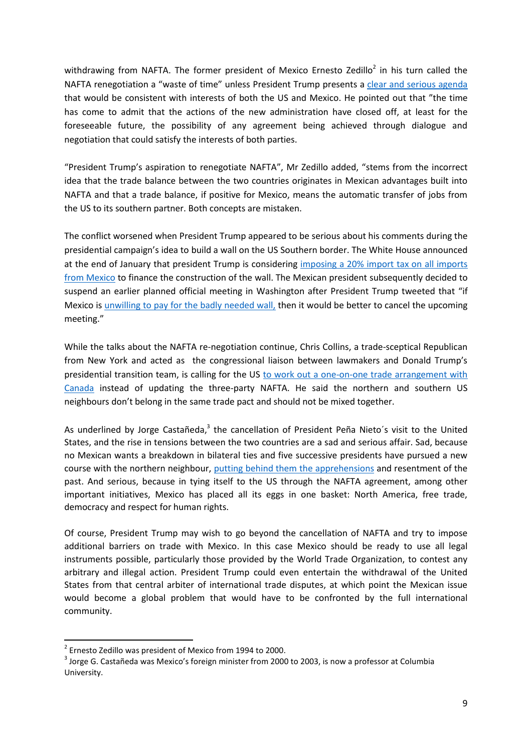withdrawing from NAFTA. The former president of Mexico Ernesto Zedillo[2] in his turn called the NAFTA renegotiation a "waste of time" unless President Trump presents a clear and serious agenda that would be consistent with interests of both the US and Mexico. He pointed out that "the time has come to admit that the actions of the new administration have closed off, at least for the foreseeable future, the possibility of any agreement being achieved through dialogue and negotiation that could satisfy the interests of both parties.

"President Trump's aspiration to renegotiate NAFTA", Mr Zedillo added, "stems from the incorrect idea that the trade balance between the two countries originates in Mexican advantages built into NAFTA and that a trade balance, if positive for Mexico, means the automatic transfer of jobs from the US to its southern partner. Both concepts are mistaken.

The conflict worsened when President Trump appeared to be serious about his comments during the presidential campaign's idea to build a wall on the US Southern border. The White House announced at the end of January that president Trump is considering imposing a 20% import tax on all imports from Mexico to finance the construction of the wall. The Mexican president subsequently decided to suspend an earlier planned official meeting in Washington after President Trump tweeted that "if Mexico is unwilling to pay for the badly needed wall, then it would be better to cancel the upcoming meeting."

While the talks about the NAFTA re-negotiation continue, Chris Collins, a trade-sceptical Republican from New York and acted as the congressional liaison between lawmakers and Donald Trump's presidential transition team, is calling for the US to work out a one-on-one trade arrangement with Canada instead of updating the three-party NAFTA. He said the northern and southern US neighbours don't belong in the same trade pact and should not be mixed together.

As underlined by Jorge Castañeda,[3] the cancellation of President Peña Nieto´s visit to the United States, and the rise in tensions between the two countries are a sad and serious affair. Sad, because no Mexican wants a breakdown in bilateral ties and five successive presidents have pursued a new course with the northern neighbour, putting behind them the apprehensions and resentment of the past. And serious, because in tying itself to the US through the NAFTA agreement, among other important initiatives, Mexico has placed all its eggs in one basket: North America, free trade, democracy and respect for human rights.

Of course, President Trump may wish to go beyond the cancellation of NAFTA and try to impose additional barriers on trade with Mexico. In this case Mexico should be ready to use all legal instruments possible, particularly those provided by the World Trade Organization, to contest any arbitrary and illegal action. President Trump could even entertain the withdrawal of the United States from that central arbiter of international trade disputes, at which point the Mexican issue would become a global problem that would have to be confronted by the full international community.

---

[2] Ernesto Zedillo was president of Mexico from 1994 to 2000.

[3] Jorge G. Castañeda was Mexico's foreign minister from 2000 to 2003, is now a professor at Columbia University.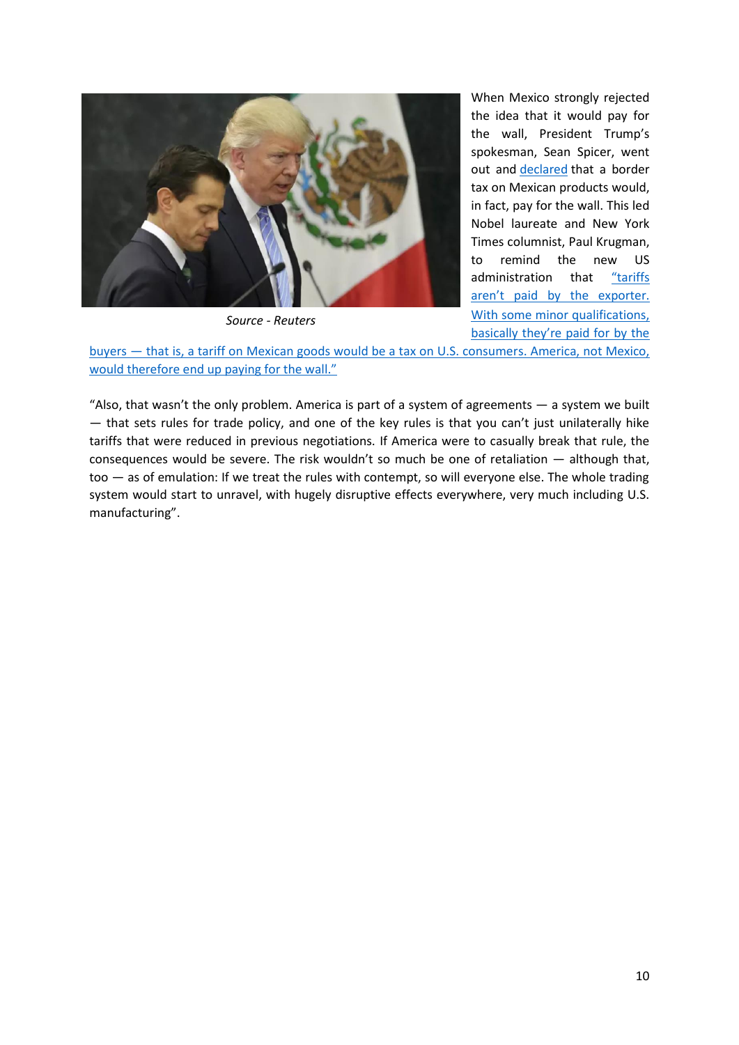Source - Reuters

When Mexico strongly rejected the idea that it would pay for the wall, President Trump's spokesman, Sean Spicer, went out and declared that a border tax on Mexican products would, in fact, pay for the wall. This led Nobel laureate and New York Times columnist, Paul Krugman, to remind the new US administration that "tariffs aren't paid by the exporter. With some minor qualifications, basically they're paid for by the buyers — that is, a tariff on Mexican goods would be a tax on U.S. consumers. America, not Mexico, would therefore end up paying for the wall."

"Also, that wasn't the only problem. America is part of a system of agreements — a system we built — that sets rules for trade policy, and one of the key rules is that you can't just unilaterally hike tariffs that were reduced in previous negotiations. If America were to casually break that rule, the consequences would be severe. The risk wouldn't so much be one of retaliation — although that, too — as of emulation: If we treat the rules with contempt, so will everyone else. The whole trading system would start to unravel, with hugely disruptive effects everywhere, very much including U.S. manufacturing".